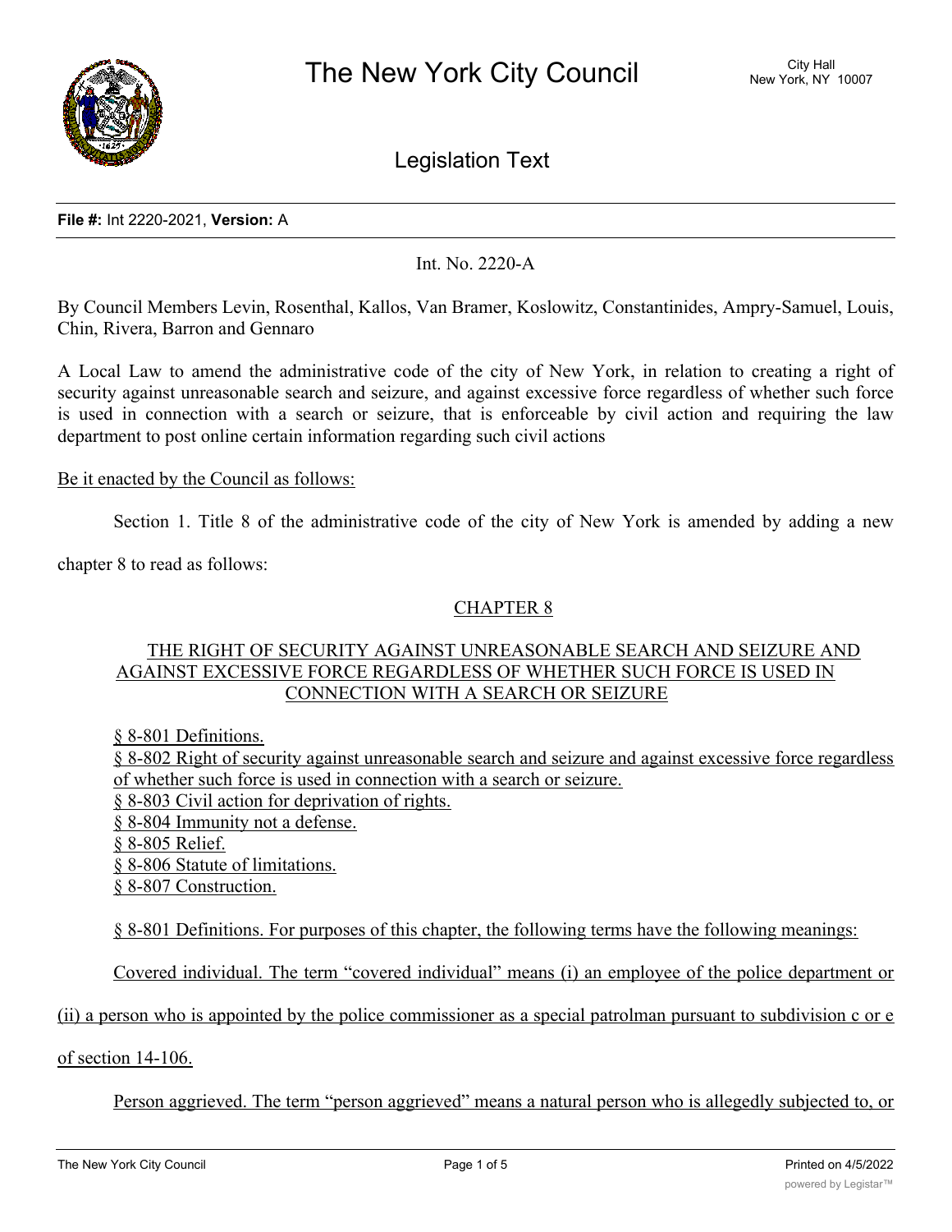# The New York City Council

City Hall
New York, NY 10007

## Legislation Text

**File #:** Int 2220-2021, **Version:** A

Int. No. 2220-A

By Council Members Levin, Rosenthal, Kallos, Van Bramer, Koslowitz, Constantinides, Ampry-Samuel, Louis, Chin, Rivera, Barron and Gennaro

A Local Law to amend the administrative code of the city of New York, in relation to creating a right of security against unreasonable search and seizure, and against excessive force regardless of whether such force is used in connection with a search or seizure, that is enforceable by civil action and requiring the law department to post online certain information regarding such civil actions

Be it enacted by the Council as follows:

Section 1. Title 8 of the administrative code of the city of New York is amended by adding a new chapter 8 to read as follows:

CHAPTER 8

THE RIGHT OF SECURITY AGAINST UNREASONABLE SEARCH AND SEIZURE AND AGAINST EXCESSIVE FORCE REGARDLESS OF WHETHER SUCH FORCE IS USED IN CONNECTION WITH A SEARCH OR SEIZURE

§ 8-801 Definitions.
§ 8-802 Right of security against unreasonable search and seizure and against excessive force regardless of whether such force is used in connection with a search or seizure.
§ 8-803 Civil action for deprivation of rights.
§ 8-804 Immunity not a defense.
§ 8-805 Relief.
§ 8-806 Statute of limitations.
§ 8-807 Construction.

§ 8-801 Definitions. For purposes of this chapter, the following terms have the following meanings:

Covered individual. The term "covered individual" means (i) an employee of the police department or (ii) a person who is appointed by the police commissioner as a special patrolman pursuant to subdivision c or e of section 14-106.

Person aggrieved. The term "person aggrieved" means a natural person who is allegedly subjected to, or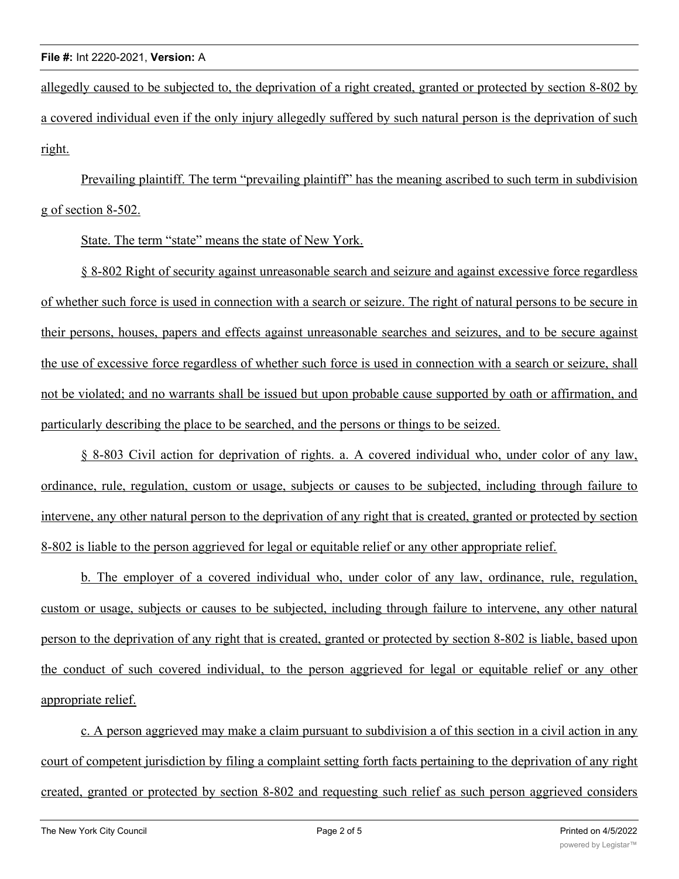allegedly caused to be subjected to, the deprivation of a right created, granted or protected by section 8-802 by a covered individual even if the only injury allegedly suffered by such natural person is the deprivation of such right.

Prevailing plaintiff. The term "prevailing plaintiff" has the meaning ascribed to such term in subdivision g of section 8-502.

State. The term "state" means the state of New York.

§ 8-802 Right of security against unreasonable search and seizure and against excessive force regardless of whether such force is used in connection with a search or seizure. The right of natural persons to be secure in their persons, houses, papers and effects against unreasonable searches and seizures, and to be secure against the use of excessive force regardless of whether such force is used in connection with a search or seizure, shall not be violated; and no warrants shall be issued but upon probable cause supported by oath or affirmation, and particularly describing the place to be searched, and the persons or things to be seized.

§ 8-803 Civil action for deprivation of rights. a. A covered individual who, under color of any law, ordinance, rule, regulation, custom or usage, subjects or causes to be subjected, including through failure to intervene, any other natural person to the deprivation of any right that is created, granted or protected by section 8-802 is liable to the person aggrieved for legal or equitable relief or any other appropriate relief.

b. The employer of a covered individual who, under color of any law, ordinance, rule, regulation, custom or usage, subjects or causes to be subjected, including through failure to intervene, any other natural person to the deprivation of any right that is created, granted or protected by section 8-802 is liable, based upon the conduct of such covered individual, to the person aggrieved for legal or equitable relief or any other appropriate relief.

c. A person aggrieved may make a claim pursuant to subdivision a of this section in a civil action in any court of competent jurisdiction by filing a complaint setting forth facts pertaining to the deprivation of any right created, granted or protected by section 8-802 and requesting such relief as such person aggrieved considers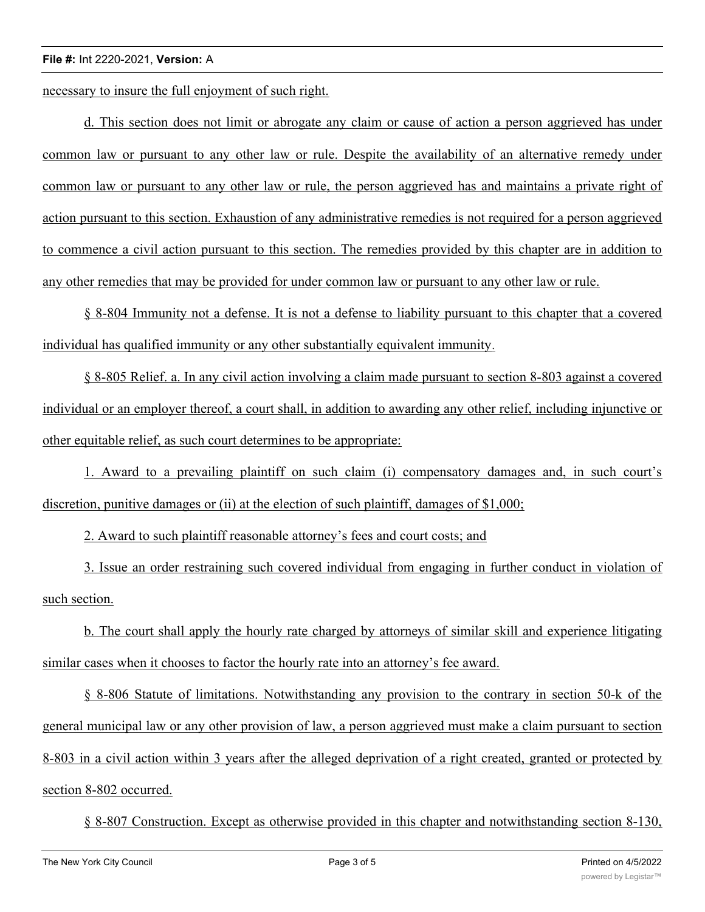necessary to insure the full enjoyment of such right.

d. This section does not limit or abrogate any claim or cause of action a person aggrieved has under common law or pursuant to any other law or rule. Despite the availability of an alternative remedy under common law or pursuant to any other law or rule, the person aggrieved has and maintains a private right of action pursuant to this section. Exhaustion of any administrative remedies is not required for a person aggrieved to commence a civil action pursuant to this section. The remedies provided by this chapter are in addition to any other remedies that may be provided for under common law or pursuant to any other law or rule.

§ 8-804 Immunity not a defense. It is not a defense to liability pursuant to this chapter that a covered individual has qualified immunity or any other substantially equivalent immunity.

§ 8-805 Relief. a. In any civil action involving a claim made pursuant to section 8-803 against a covered individual or an employer thereof, a court shall, in addition to awarding any other relief, including injunctive or other equitable relief, as such court determines to be appropriate:

1. Award to a prevailing plaintiff on such claim (i) compensatory damages and, in such court's discretion, punitive damages or (ii) at the election of such plaintiff, damages of $1,000;

2. Award to such plaintiff reasonable attorney's fees and court costs; and

3. Issue an order restraining such covered individual from engaging in further conduct in violation of such section.

b. The court shall apply the hourly rate charged by attorneys of similar skill and experience litigating similar cases when it chooses to factor the hourly rate into an attorney's fee award.

§ 8-806 Statute of limitations. Notwithstanding any provision to the contrary in section 50-k of the general municipal law or any other provision of law, a person aggrieved must make a claim pursuant to section 8-803 in a civil action within 3 years after the alleged deprivation of a right created, granted or protected by section 8-802 occurred.

§ 8-807 Construction. Except as otherwise provided in this chapter and notwithstanding section 8-130,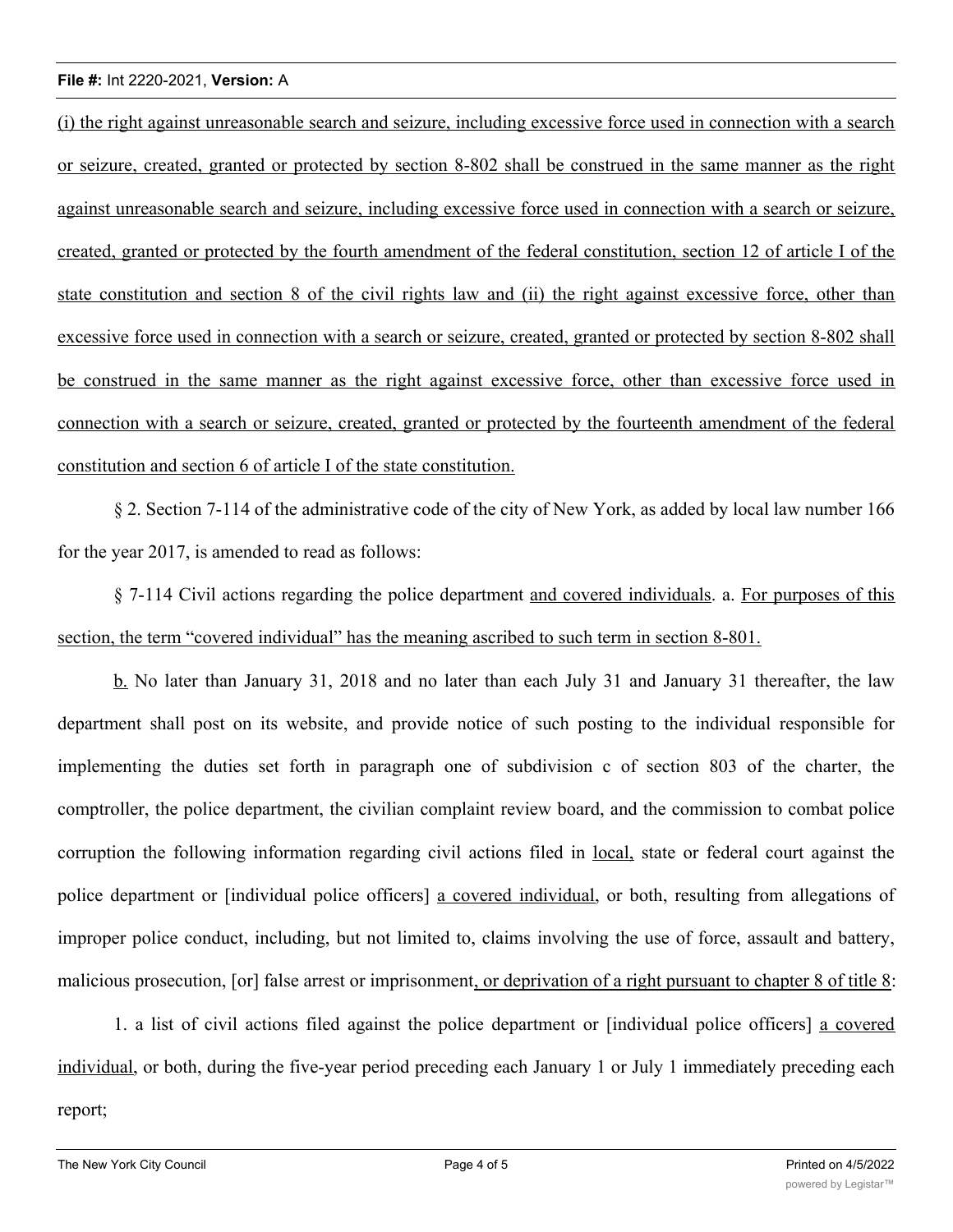(i) the right against unreasonable search and seizure, including excessive force used in connection with a search or seizure, created, granted or protected by section 8-802 shall be construed in the same manner as the right against unreasonable search and seizure, including excessive force used in connection with a search or seizure, created, granted or protected by the fourth amendment of the federal constitution, section 12 of article I of the state constitution and section 8 of the civil rights law and (ii) the right against excessive force, other than excessive force used in connection with a search or seizure, created, granted or protected by section 8-802 shall be construed in the same manner as the right against excessive force, other than excessive force used in connection with a search or seizure, created, granted or protected by the fourteenth amendment of the federal constitution and section 6 of article I of the state constitution.

§ 2. Section 7-114 of the administrative code of the city of New York, as added by local law number 166 for the year 2017, is amended to read as follows:

§ 7-114 Civil actions regarding the police department and covered individuals. a. For purposes of this section, the term "covered individual" has the meaning ascribed to such term in section 8-801.

b. No later than January 31, 2018 and no later than each July 31 and January 31 thereafter, the law department shall post on its website, and provide notice of such posting to the individual responsible for implementing the duties set forth in paragraph one of subdivision c of section 803 of the charter, the comptroller, the police department, the civilian complaint review board, and the commission to combat police corruption the following information regarding civil actions filed in local, state or federal court against the police department or [individual police officers] a covered individual, or both, resulting from allegations of improper police conduct, including, but not limited to, claims involving the use of force, assault and battery, malicious prosecution, [or] false arrest or imprisonment, or deprivation of a right pursuant to chapter 8 of title 8:

1. a list of civil actions filed against the police department or [individual police officers] a covered individual, or both, during the five-year period preceding each January 1 or July 1 immediately preceding each report;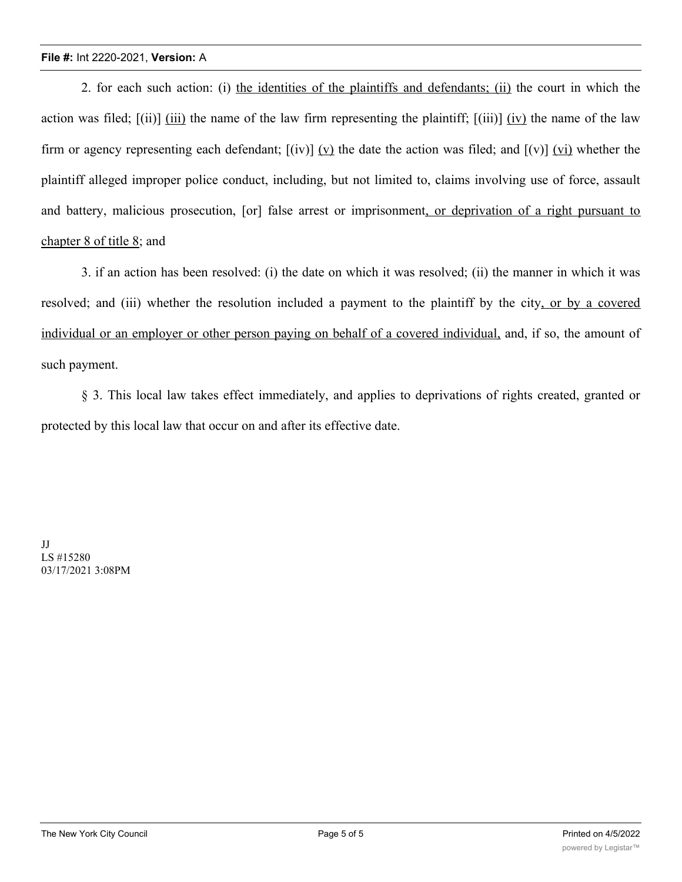2. for each such action: (i) <u>the identities of the plaintiffs and defendants; (ii)</u> the court in which the action was filed; [(ii)] <u>(iii)</u> the name of the law firm representing the plaintiff; [(iii)] <u>(iv)</u> the name of the law firm or agency representing each defendant; [(iv)] <u>(v)</u> the date the action was filed; and [(v)] <u>(vi)</u> whether the plaintiff alleged improper police conduct, including, but not limited to, claims involving use of force, assault and battery, malicious prosecution, [or] false arrest or imprisonment<u>, or deprivation of a right pursuant to chapter 8 of title 8</u>; and

3. if an action has been resolved: (i) the date on which it was resolved; (ii) the manner in which it was resolved; and (iii) whether the resolution included a payment to the plaintiff by the city<u>, or by a covered individual or an employer or other person paying on behalf of a covered individual,</u> and, if so, the amount of such payment.

§ 3. This local law takes effect immediately, and applies to deprivations of rights created, granted or protected by this local law that occur on and after its effective date.

JJ
LS #15280
03/17/2021 3:08PM